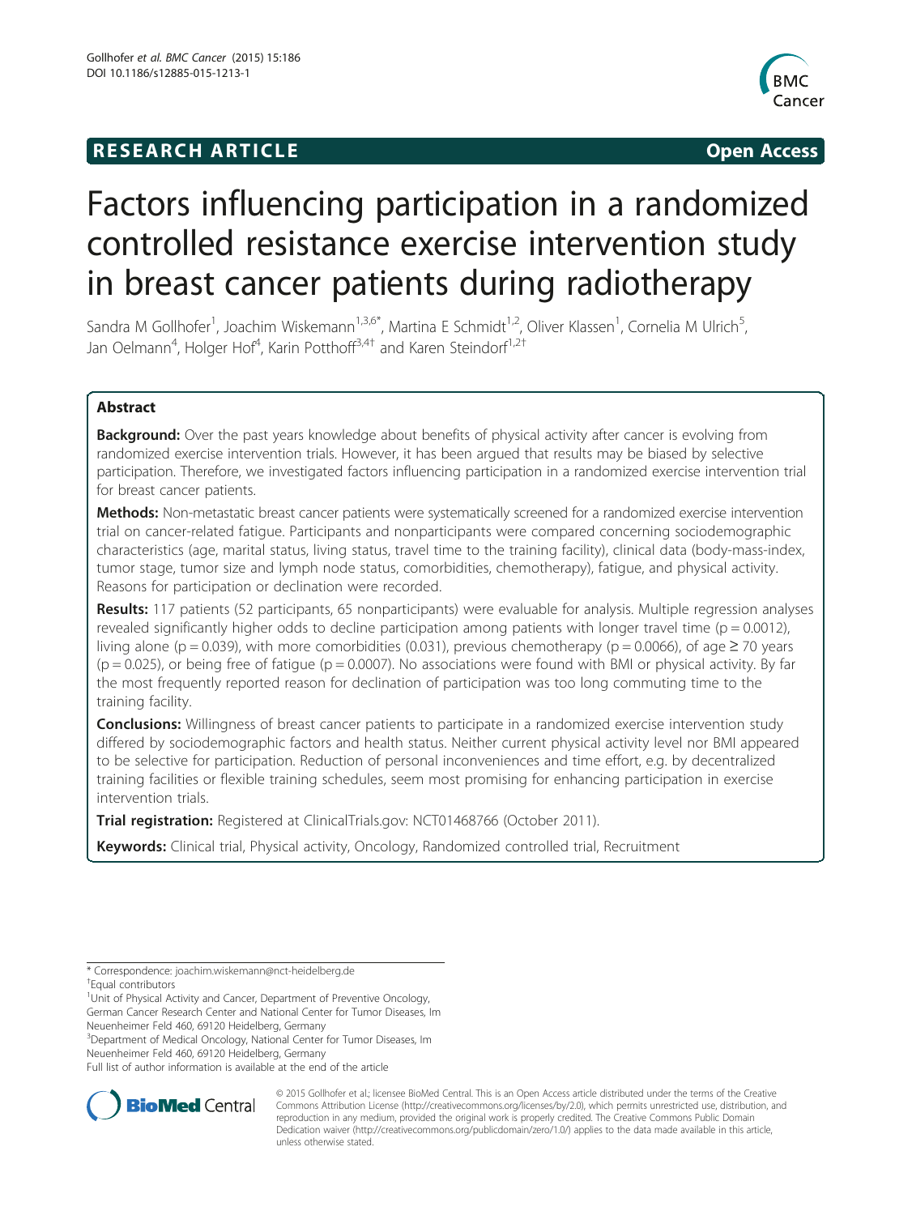RESEARCH ARTICLE Open Access

# Factors influencing participation in a randomized controlled resistance exercise intervention study in breast cancer patients during radiotherapy

Sandra M Gollhofer[1], Joachim Wiskemann[1,3,6*], Martina E Schmidt[1,2], Oliver Klassen[1], Cornelia M Ulrich[5], Jan Oelmann[4], Holger Hof[4], Karin Potthoff[3,4†] and Karen Steindorf[1,2†]

## Abstract

**Background:** Over the past years knowledge about benefits of physical activity after cancer is evolving from randomized exercise intervention trials. However, it has been argued that results may be biased by selective participation. Therefore, we investigated factors influencing participation in a randomized exercise intervention trial for breast cancer patients.

**Methods:** Non-metastatic breast cancer patients were systematically screened for a randomized exercise intervention trial on cancer-related fatigue. Participants and nonparticipants were compared concerning sociodemographic characteristics (age, marital status, living status, travel time to the training facility), clinical data (body-mass-index, tumor stage, tumor size and lymph node status, comorbidities, chemotherapy), fatigue, and physical activity. Reasons for participation or declination were recorded.

**Results:** 117 patients (52 participants, 65 nonparticipants) were evaluable for analysis. Multiple regression analyses revealed significantly higher odds to decline participation among patients with longer travel time ($p = 0.0012$), living alone ($p = 0.039$), with more comorbidities (0.031), previous chemotherapy ($p = 0.0066$), of age $\geq 70$ years ($p = 0.025$), or being free of fatigue ($p = 0.0007$). No associations were found with BMI or physical activity. By far the most frequently reported reason for declination of participation was too long commuting time to the training facility.

**Conclusions:** Willingness of breast cancer patients to participate in a randomized exercise intervention study differed by sociodemographic factors and health status. Neither current physical activity level nor BMI appeared to be selective for participation. Reduction of personal inconveniences and time effort, e.g. by decentralized training facilities or flexible training schedules, seem most promising for enhancing participation in exercise intervention trials.

**Trial registration:** Registered at ClinicalTrials.gov: NCT01468766 (October 2011).

**Keywords:** Clinical trial, Physical activity, Oncology, Randomized controlled trial, Recruitment

\* Correspondence: joachim.wiskemann@nct-heidelberg.de

†Equal contributors

[1]Unit of Physical Activity and Cancer, Department of Preventive Oncology, German Cancer Research Center and National Center for Tumor Diseases, Im Neuenheimer Feld 460, 69120 Heidelberg, Germany

[3]Department of Medical Oncology, National Center for Tumor Diseases, Im Neuenheimer Feld 460, 69120 Heidelberg, Germany

Full list of author information is available at the end of the article

© 2015 Gollhofer et al.; licensee BioMed Central. This is an Open Access article distributed under the terms of the Creative Commons Attribution License (http://creativecommons.org/licenses/by/2.0), which permits unrestricted use, distribution, and reproduction in any medium, provided the original work is properly credited. The Creative Commons Public Domain Dedication waiver (http://creativecommons.org/publicdomain/zero/1.0/) applies to the data made available in this article, unless otherwise stated.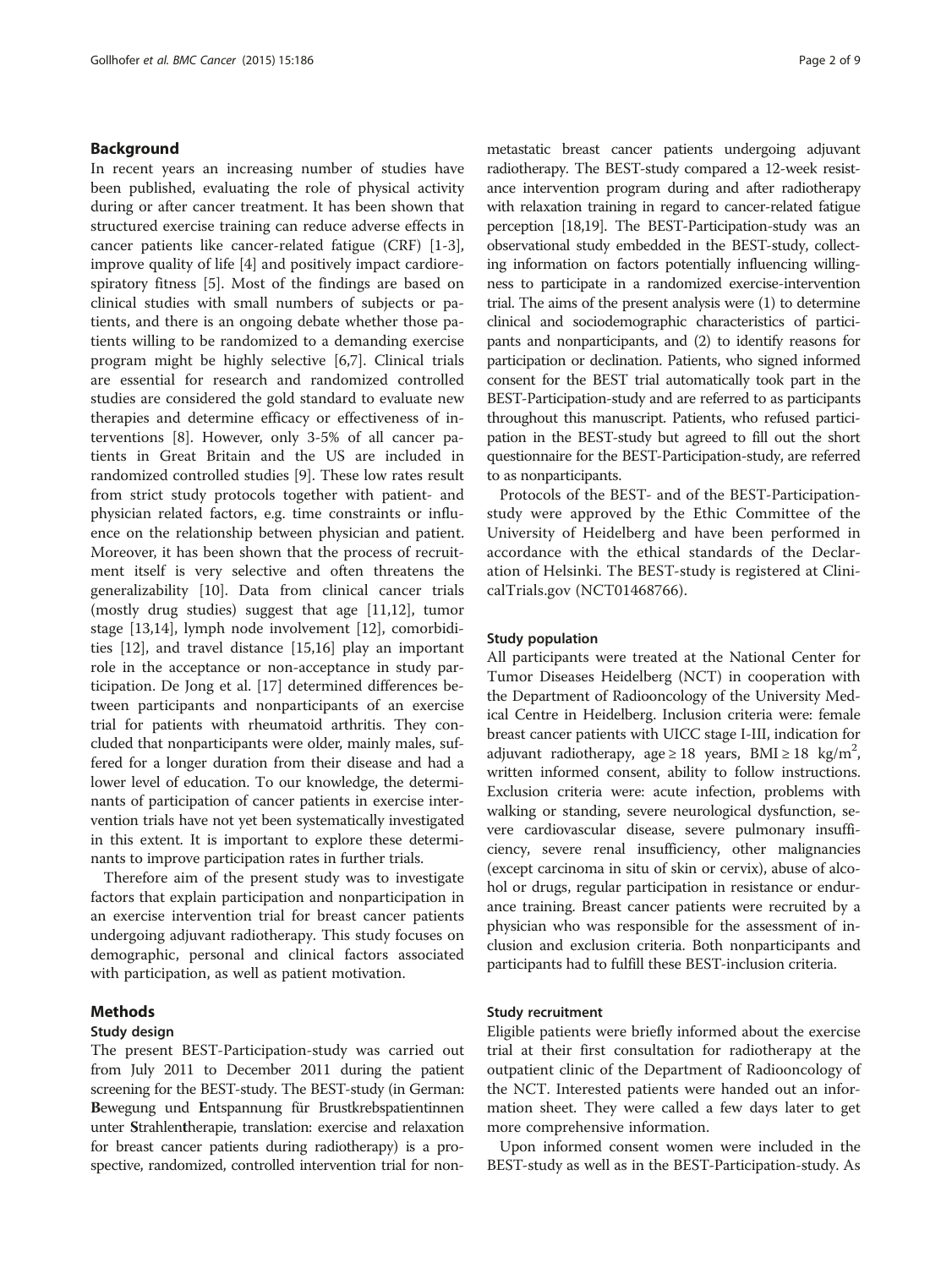## Background

In recent years an increasing number of studies have been published, evaluating the role of physical activity during or after cancer treatment. It has been shown that structured exercise training can reduce adverse effects in cancer patients like cancer-related fatigue (CRF) [1-3], improve quality of life [4] and positively impact cardiorespiratory fitness [5]. Most of the findings are based on clinical studies with small numbers of subjects or patients, and there is an ongoing debate whether those patients willing to be randomized to a demanding exercise program might be highly selective [6,7]. Clinical trials are essential for research and randomized controlled studies are considered the gold standard to evaluate new therapies and determine efficacy or effectiveness of interventions [8]. However, only 3-5% of all cancer patients in Great Britain and the US are included in randomized controlled studies [9]. These low rates result from strict study protocols together with patient- and physician related factors, e.g. time constraints or influence on the relationship between physician and patient. Moreover, it has been shown that the process of recruitment itself is very selective and often threatens the generalizability [10]. Data from clinical cancer trials (mostly drug studies) suggest that age [11,12], tumor stage [13,14], lymph node involvement [12], comorbidities [12], and travel distance [15,16] play an important role in the acceptance or non-acceptance in study participation. De Jong et al. [17] determined differences between participants and nonparticipants of an exercise trial for patients with rheumatoid arthritis. They concluded that nonparticipants were older, mainly males, suffered for a longer duration from their disease and had a lower level of education. To our knowledge, the determinants of participation of cancer patients in exercise intervention trials have not yet been systematically investigated in this extent. It is important to explore these determinants to improve participation rates in further trials.

Therefore aim of the present study was to investigate factors that explain participation and nonparticipation in an exercise intervention trial for breast cancer patients undergoing adjuvant radiotherapy. This study focuses on demographic, personal and clinical factors associated with participation, as well as patient motivation.

## Methods

### Study design

The present BEST-Participation-study was carried out from July 2011 to December 2011 during the patient screening for the BEST-study. The BEST-study (in German: **B**ewegung und **E**ntspannung für Brustkrebspatientinnen unter **St**rahlen**t**herapie, translation: exercise and relaxation for breast cancer patients during radiotherapy) is a prospective, randomized, controlled intervention trial for non-metastatic breast cancer patients undergoing adjuvant radiotherapy. The BEST-study compared a 12-week resistance intervention program during and after radiotherapy with relaxation training in regard to cancer-related fatigue perception [18,19]. The BEST-Participation-study was an observational study embedded in the BEST-study, collecting information on factors potentially influencing willingness to participate in a randomized exercise-intervention trial. The aims of the present analysis were (1) to determine clinical and sociodemographic characteristics of participants and nonparticipants, and (2) to identify reasons for participation or declination. Patients, who signed informed consent for the BEST trial automatically took part in the BEST-Participation-study and are referred to as participants throughout this manuscript. Patients, who refused participation in the BEST-study but agreed to fill out the short questionnaire for the BEST-Participation-study, are referred to as nonparticipants.

Protocols of the BEST- and of the BEST-Participation-study were approved by the Ethic Committee of the University of Heidelberg and have been performed in accordance with the ethical standards of the Declaration of Helsinki. The BEST-study is registered at ClinicalTrials.gov (NCT01468766).

### Study population

All participants were treated at the National Center for Tumor Diseases Heidelberg (NCT) in cooperation with the Department of Radiooncology of the University Medical Centre in Heidelberg. Inclusion criteria were: female breast cancer patients with UICC stage I-III, indication for adjuvant radiotherapy, age ≥ 18 years, BMI ≥ 18 kg/m$^2$, written informed consent, ability to follow instructions. Exclusion criteria were: acute infection, problems with walking or standing, severe neurological dysfunction, severe cardiovascular disease, severe pulmonary insufficiency, severe renal insufficiency, other malignancies (except carcinoma in situ of skin or cervix), abuse of alcohol or drugs, regular participation in resistance or endurance training. Breast cancer patients were recruited by a physician who was responsible for the assessment of inclusion and exclusion criteria. Both nonparticipants and participants had to fulfill these BEST-inclusion criteria.

### Study recruitment

Eligible patients were briefly informed about the exercise trial at their first consultation for radiotherapy at the outpatient clinic of the Department of Radiooncology of the NCT. Interested patients were handed out an information sheet. They were called a few days later to get more comprehensive information.

Upon informed consent women were included in the BEST-study as well as in the BEST-Participation-study. As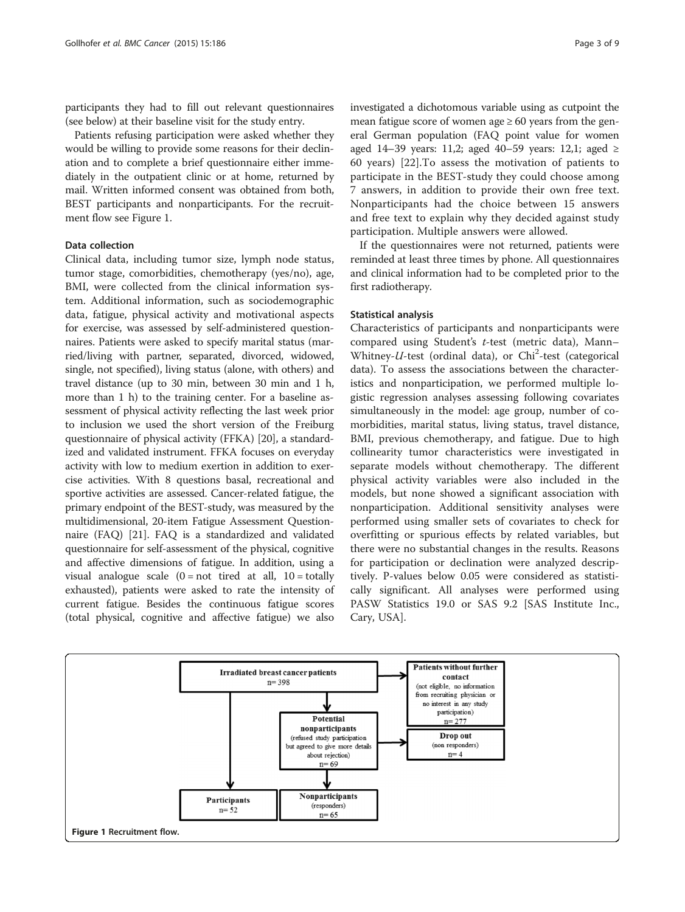participants they had to fill out relevant questionnaires (see below) at their baseline visit for the study entry.

Patients refusing participation were asked whether they would be willing to provide some reasons for their declination and to complete a brief questionnaire either immediately in the outpatient clinic or at home, returned by mail. Written informed consent was obtained from both, BEST participants and nonparticipants. For the recruitment flow see Figure 1.

### Data collection

Clinical data, including tumor size, lymph node status, tumor stage, comorbidities, chemotherapy (yes/no), age, BMI, were collected from the clinical information system. Additional information, such as sociodemographic data, fatigue, physical activity and motivational aspects for exercise, was assessed by self-administered questionnaires. Patients were asked to specify marital status (married/living with partner, separated, divorced, widowed, single, not specified), living status (alone, with others) and travel distance (up to 30 min, between 30 min and 1 h, more than 1 h) to the training center. For a baseline assessment of physical activity reflecting the last week prior to inclusion we used the short version of the Freiburg questionnaire of physical activity (FFKA) [20], a standardized and validated instrument. FFKA focuses on everyday activity with low to medium exertion in addition to exercise activities. With 8 questions basal, recreational and sportive activities are assessed. Cancer-related fatigue, the primary endpoint of the BEST-study, was measured by the multidimensional, 20-item Fatigue Assessment Questionnaire (FAQ) [21]. FAQ is a standardized and validated questionnaire for self-assessment of the physical, cognitive and affective dimensions of fatigue. In addition, using a visual analogue scale (0 = not tired at all, 10 = totally exhausted), patients were asked to rate the intensity of current fatigue. Besides the continuous fatigue scores (total physical, cognitive and affective fatigue) we also investigated a dichotomous variable using as cutpoint the mean fatigue score of women age ≥ 60 years from the general German population (FAQ point value for women aged 14–39 years: 11,2; aged 40–59 years: 12,1; aged ≥ 60 years) [22].To assess the motivation of patients to participate in the BEST-study they could choose among 7 answers, in addition to provide their own free text. Nonparticipants had the choice between 15 answers and free text to explain why they decided against study participation. Multiple answers were allowed.

If the questionnaires were not returned, patients were reminded at least three times by phone. All questionnaires and clinical information had to be completed prior to the first radiotherapy.

### Statistical analysis

Characteristics of participants and nonparticipants were compared using Student's *t*-test (metric data), Mann–Whitney-*U*-test (ordinal data), or $Chi^2$-test (categorical data). To assess the associations between the characteristics and nonparticipation, we performed multiple logistic regression analyses assessing following covariates simultaneously in the model: age group, number of comorbidities, marital status, living status, travel distance, BMI, previous chemotherapy, and fatigue. Due to high collinearity tumor characteristics were investigated in separate models without chemotherapy. The different physical activity variables were also included in the models, but none showed a significant association with nonparticipation. Additional sensitivity analyses were performed using smaller sets of covariates to check for overfitting or spurious effects by related variables, but there were no substantial changes in the results. Reasons for participation or declination were analyzed descriptively. P-values below 0.05 were considered as statistically significant. All analyses were performed using PASW Statistics 19.0 or SAS 9.2 [SAS Institute Inc., Cary, USA].

**Figure 1** Recruitment flow.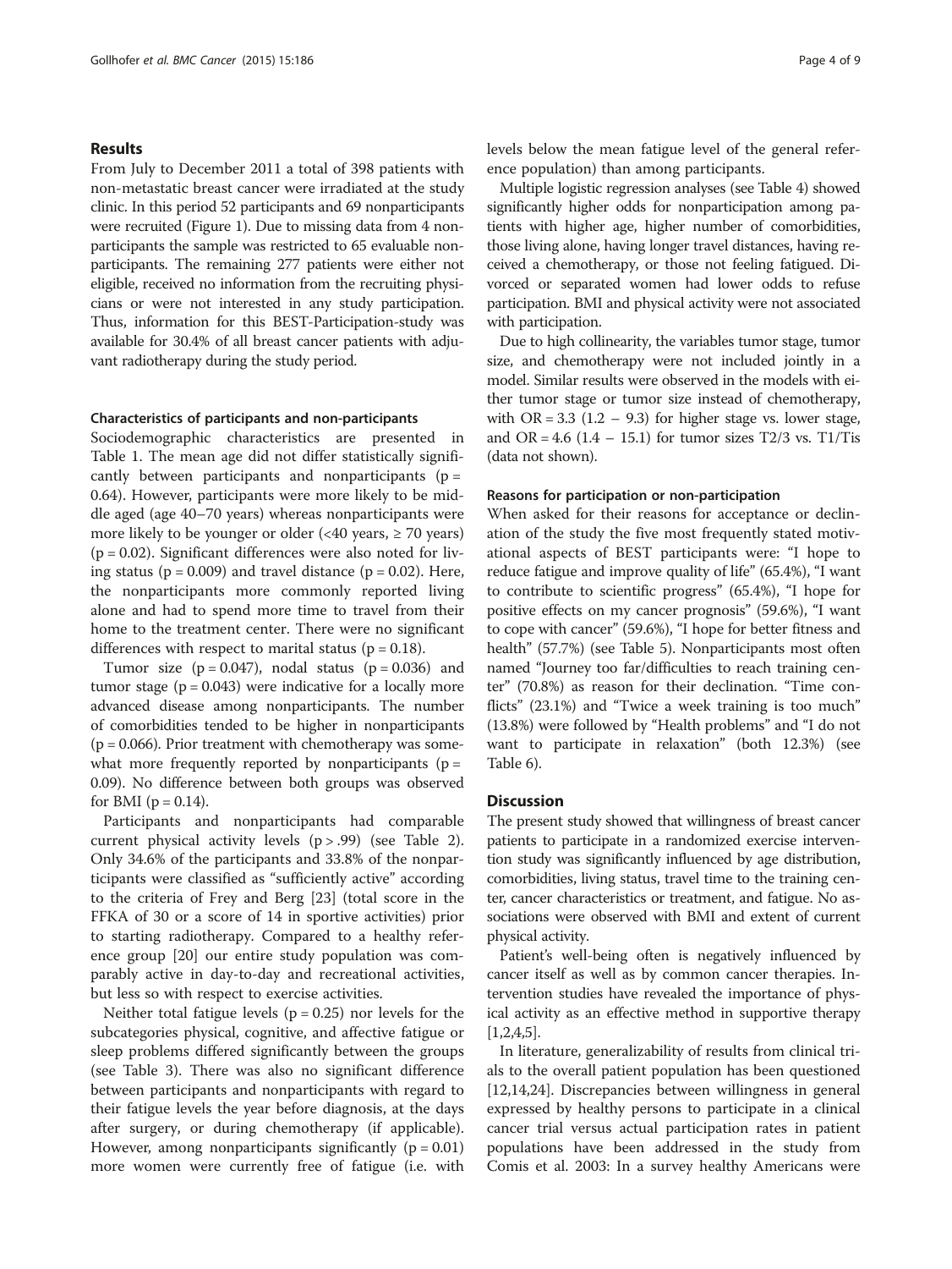## Results

From July to December 2011 a total of 398 patients with non-metastatic breast cancer were irradiated at the study clinic. In this period 52 participants and 69 nonparticipants were recruited (Figure 1). Due to missing data from 4 nonparticipants the sample was restricted to 65 evaluable nonparticipants. The remaining 277 patients were either not eligible, received no information from the recruiting physicians or were not interested in any study participation. Thus, information for this BEST-Participation-study was available for 30.4% of all breast cancer patients with adjuvant radiotherapy during the study period.

### Characteristics of participants and non-participants

Sociodemographic characteristics are presented in Table 1. The mean age did not differ statistically significantly between participants and nonparticipants ($p = 0.64$). However, participants were more likely to be middle aged (age 40–70 years) whereas nonparticipants were more likely to be younger or older (<40 years, ≥ 70 years) ($p = 0.02$). Significant differences were also noted for living status ($p = 0.009$) and travel distance ($p = 0.02$). Here, the nonparticipants more commonly reported living alone and had to spend more time to travel from their home to the treatment center. There were no significant differences with respect to marital status ($p = 0.18$).

Tumor size ($p = 0.047$), nodal status ($p = 0.036$) and tumor stage ($p = 0.043$) were indicative for a locally more advanced disease among nonparticipants. The number of comorbidities tended to be higher in nonparticipants ($p = 0.066$). Prior treatment with chemotherapy was somewhat more frequently reported by nonparticipants ($p = 0.09$). No difference between both groups was observed for BMI ($p = 0.14$).

Participants and nonparticipants had comparable current physical activity levels ($p > .99$) (see Table 2). Only 34.6% of the participants and 33.8% of the nonparticipants were classified as "sufficiently active" according to the criteria of Frey and Berg [23] (total score in the FFKA of 30 or a score of 14 in sportive activities) prior to starting radiotherapy. Compared to a healthy reference group [20] our entire study population was comparably active in day-to-day and recreational activities, but less so with respect to exercise activities.

Neither total fatigue levels ($p = 0.25$) nor levels for the subcategories physical, cognitive, and affective fatigue or sleep problems differed significantly between the groups (see Table 3). There was also no significant difference between participants and nonparticipants with regard to their fatigue levels the year before diagnosis, at the days after surgery, or during chemotherapy (if applicable). However, among nonparticipants significantly ($p = 0.01$) more women were currently free of fatigue (i.e. with levels below the mean fatigue level of the general reference population) than among participants.

Multiple logistic regression analyses (see Table 4) showed significantly higher odds for nonparticipation among patients with higher age, higher number of comorbidities, those living alone, having longer travel distances, having received a chemotherapy, or those not feeling fatigued. Divorced or separated women had lower odds to refuse participation. BMI and physical activity were not associated with participation.

Due to high collinearity, the variables tumor stage, tumor size, and chemotherapy were not included jointly in a model. Similar results were observed in the models with either tumor stage or tumor size instead of chemotherapy, with OR = 3.3 (1.2 – 9.3) for higher stage vs. lower stage, and OR = 4.6 (1.4 – 15.1) for tumor sizes T2/3 vs. T1/Tis (data not shown).

### Reasons for participation or non-participation

When asked for their reasons for acceptance or declination of the study the five most frequently stated motivational aspects of BEST participants were: "I hope to reduce fatigue and improve quality of life" (65.4%), "I want to contribute to scientific progress" (65.4%), "I hope for positive effects on my cancer prognosis" (59.6%), "I want to cope with cancer" (59.6%), "I hope for better fitness and health" (57.7%) (see Table 5). Nonparticipants most often named "Journey too far/difficulties to reach training center" (70.8%) as reason for their declination. "Time conflicts" (23.1%) and "Twice a week training is too much" (13.8%) were followed by "Health problems" and "I do not want to participate in relaxation" (both 12.3%) (see Table 6).

## Discussion

The present study showed that willingness of breast cancer patients to participate in a randomized exercise intervention study was significantly influenced by age distribution, comorbidities, living status, travel time to the training center, cancer characteristics or treatment, and fatigue. No associations were observed with BMI and extent of current physical activity.

Patient's well-being often is negatively influenced by cancer itself as well as by common cancer therapies. Intervention studies have revealed the importance of physical activity as an effective method in supportive therapy [1,2,4,5].

In literature, generalizability of results from clinical trials to the overall patient population has been questioned [12,14,24]. Discrepancies between willingness in general expressed by healthy persons to participate in a clinical cancer trial versus actual participation rates in patient populations have been addressed in the study from Comis et al. 2003: In a survey healthy Americans were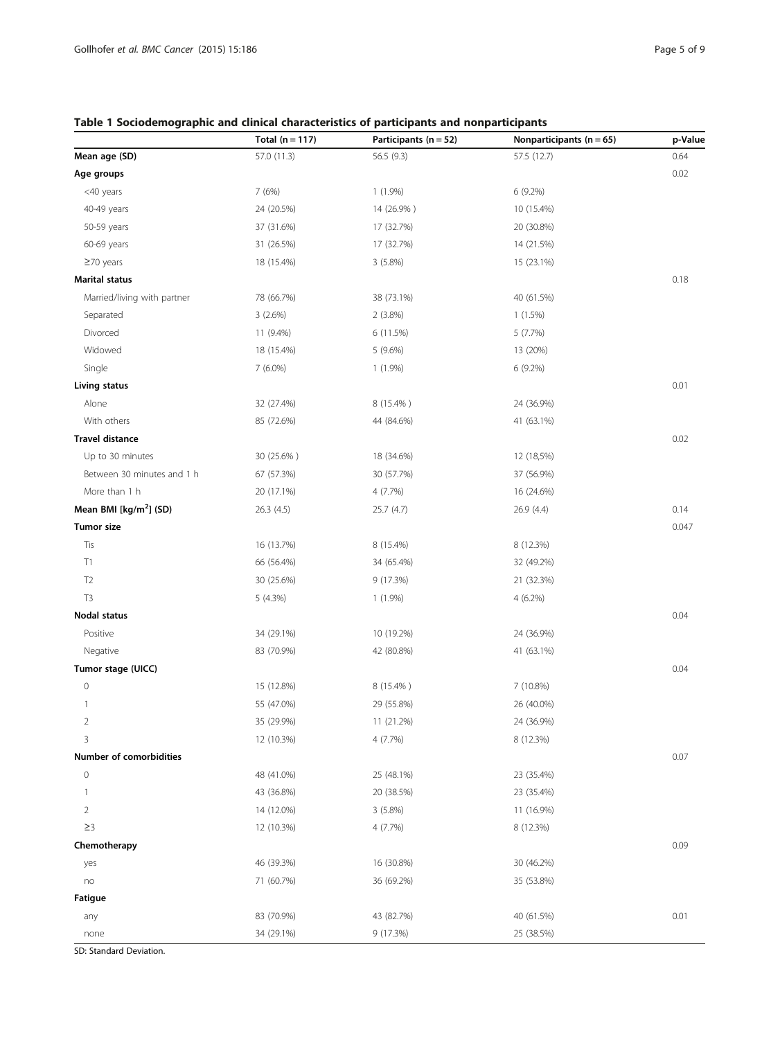**Table 1 Sociodemographic and clinical characteristics of participants and nonparticipants**

| | Total (n = 117) | Participants (n = 52) | Nonparticipants (n = 65) | p-Value |
|---|---|---|---|---|
| **Mean age (SD)** | 57.0 (11.3) | 56.5 (9.3) | 57.5 (12.7) | 0.64 |
| **Age groups** | | | | 0.02 |
| <40 years | 7 (6%) | 1 (1.9%) | 6 (9.2%) | |
| 40-49 years | 24 (20.5%) | 14 (26.9% ) | 10 (15.4%) | |
| 50-59 years | 37 (31.6%) | 17 (32.7%) | 20 (30.8%) | |
| 60-69 years | 31 (26.5%) | 17 (32.7%) | 14 (21.5%) | |
| ≥70 years | 18 (15.4%) | 3 (5.8%) | 15 (23.1%) | |
| **Marital status** | | | | 0.18 |
| Married/living with partner | 78 (66.7%) | 38 (73.1%) | 40 (61.5%) | |
| Separated | 3 (2.6%) | 2 (3.8%) | 1 (1.5%) | |
| Divorced | 11 (9.4%) | 6 (11.5%) | 5 (7.7%) | |
| Widowed | 18 (15.4%) | 5 (9.6%) | 13 (20%) | |
| Single | 7 (6.0%) | 1 (1.9%) | 6 (9.2%) | |
| **Living status** | | | | 0.01 |
| Alone | 32 (27.4%) | 8 (15.4% ) | 24 (36.9%) | |
| With others | 85 (72.6%) | 44 (84.6%) | 41 (63.1%) | |
| **Travel distance** | | | | 0.02 |
| Up to 30 minutes | 30 (25.6% ) | 18 (34.6%) | 12 (18,5%) | |
| Between 30 minutes and 1 h | 67 (57.3%) | 30 (57.7%) | 37 (56.9%) | |
| More than 1 h | 20 (17.1%) | 4 (7.7%) | 16 (24.6%) | |
| **Mean BMI [kg/m$^2$] (SD)** | 26.3 (4.5) | 25.7 (4.7) | 26.9 (4.4) | 0.14 |
| **Tumor size** | | | | 0.047 |
| Tis | 16 (13.7%) | 8 (15.4%) | 8 (12.3%) | |
| T1 | 66 (56.4%) | 34 (65.4%) | 32 (49.2%) | |
| T2 | 30 (25.6%) | 9 (17.3%) | 21 (32.3%) | |
| T3 | 5 (4.3%) | 1 (1.9%) | 4 (6.2%) | |
| **Nodal status** | | | | 0.04 |
| Positive | 34 (29.1%) | 10 (19.2%) | 24 (36.9%) | |
| Negative | 83 (70.9%) | 42 (80.8%) | 41 (63.1%) | |
| **Tumor stage (UICC)** | | | | 0.04 |
| 0 | 15 (12.8%) | 8 (15.4% ) | 7 (10.8%) | |
| 1 | 55 (47.0%) | 29 (55.8%) | 26 (40.0%) | |
| 2 | 35 (29.9%) | 11 (21.2%) | 24 (36.9%) | |
| 3 | 12 (10.3%) | 4 (7.7%) | 8 (12.3%) | |
| **Number of comorbidities** | | | | 0.07 |
| 0 | 48 (41.0%) | 25 (48.1%) | 23 (35.4%) | |
| 1 | 43 (36.8%) | 20 (38.5%) | 23 (35.4%) | |
| 2 | 14 (12.0%) | 3 (5.8%) | 11 (16.9%) | |
| ≥3 | 12 (10.3%) | 4 (7.7%) | 8 (12.3%) | |
| **Chemotherapy** | | | | 0.09 |
| yes | 46 (39.3%) | 16 (30.8%) | 30 (46.2%) | |
| no | 71 (60.7%) | 36 (69.2%) | 35 (53.8%) | |
| **Fatigue** | | | | |
| any | 83 (70.9%) | 43 (82.7%) | 40 (61.5%) | 0.01 |
| none | 34 (29.1%) | 9 (17.3%) | 25 (38.5%) | |

SD: Standard Deviation.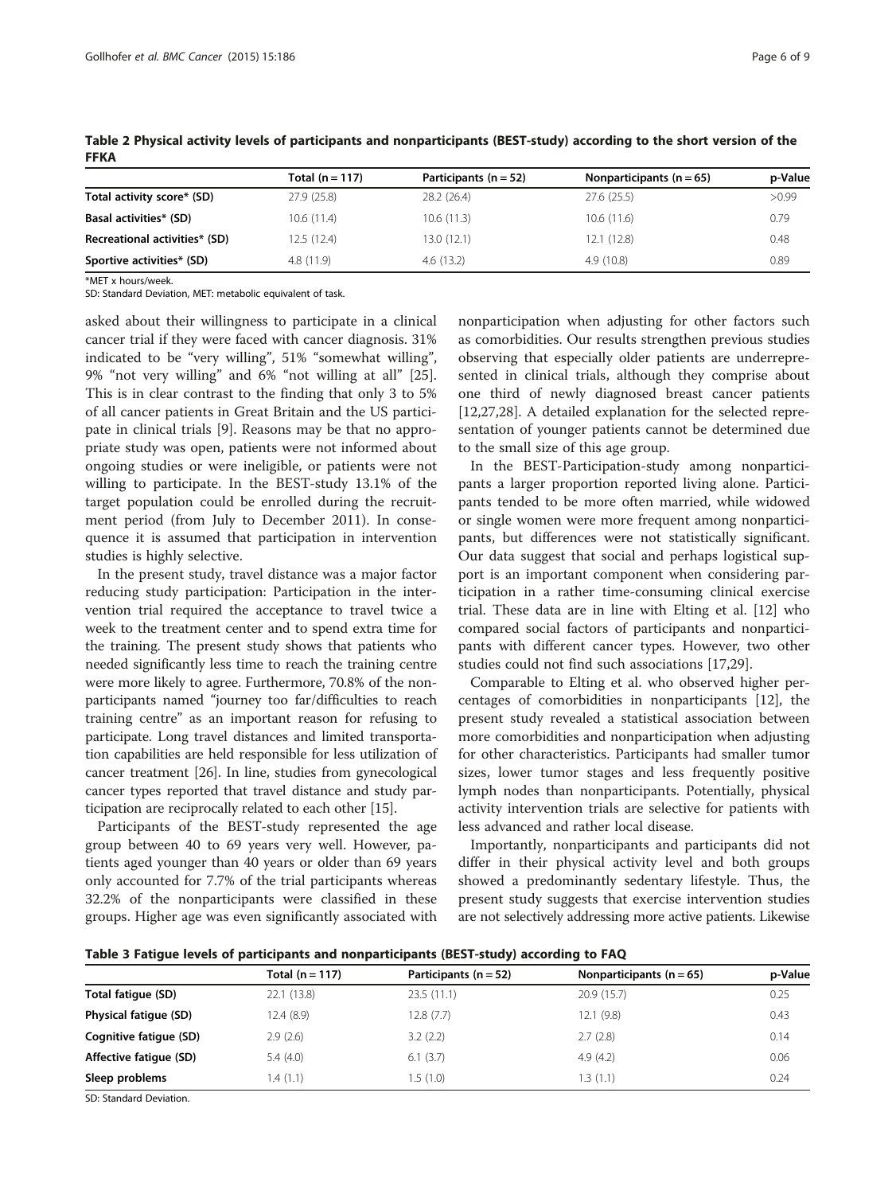**Table 2 Physical activity levels of participants and nonparticipants (BEST-study) according to the short version of the FFKA**

| | Total (n = 117) | Participants (n = 52) | Nonparticipants (n = 65) | p-Value |
|---|---|---|---|---|
| **Total activity score* (SD)** | 27.9 (25.8) | 28.2 (26.4) | 27.6 (25.5) | >0.99 |
| **Basal activities* (SD)** | 10.6 (11.4) | 10.6 (11.3) | 10.6 (11.6) | 0.79 |
| **Recreational activities* (SD)** | 12.5 (12.4) | 13.0 (12.1) | 12.1 (12.8) | 0.48 |
| **Sportive activities* (SD)** | 4.8 (11.9) | 4.6 (13.2) | 4.9 (10.8) | 0.89 |

*MET x hours/week.
SD: Standard Deviation, MET: metabolic equivalent of task.

asked about their willingness to participate in a clinical cancer trial if they were faced with cancer diagnosis. 31% indicated to be "very willing", 51% "somewhat willing", 9% "not very willing" and 6% "not willing at all" [25]. This is in clear contrast to the finding that only 3 to 5% of all cancer patients in Great Britain and the US participate in clinical trials [9]. Reasons may be that no appropriate study was open, patients were not informed about ongoing studies or were ineligible, or patients were not willing to participate. In the BEST-study 13.1% of the target population could be enrolled during the recruitment period (from July to December 2011). In consequence it is assumed that participation in intervention studies is highly selective.

In the present study, travel distance was a major factor reducing study participation: Participation in the intervention trial required the acceptance to travel twice a week to the treatment center and to spend extra time for the training. The present study shows that patients who needed significantly less time to reach the training centre were more likely to agree. Furthermore, 70.8% of the nonparticipants named "journey too far/difficulties to reach training centre" as an important reason for refusing to participate. Long travel distances and limited transportation capabilities are held responsible for less utilization of cancer treatment [26]. In line, studies from gynecological cancer types reported that travel distance and study participation are reciprocally related to each other [15].

Participants of the BEST-study represented the age group between 40 to 69 years very well. However, patients aged younger than 40 years or older than 69 years only accounted for 7.7% of the trial participants whereas 32.2% of the nonparticipants were classified in these groups. Higher age was even significantly associated with nonparticipation when adjusting for other factors such as comorbidities. Our results strengthen previous studies observing that especially older patients are underrepresented in clinical trials, although they comprise about one third of newly diagnosed breast cancer patients [12,27,28]. A detailed explanation for the selected representation of younger patients cannot be determined due to the small size of this age group.

In the BEST-Participation-study among nonparticipants a larger proportion reported living alone. Participants tended to be more often married, while widowed or single women were more frequent among nonparticipants, but differences were not statistically significant. Our data suggest that social and perhaps logistical support is an important component when considering participation in a rather time-consuming clinical exercise trial. These data are in line with Elting et al. [12] who compared social factors of participants and nonparticipants with different cancer types. However, two other studies could not find such associations [17,29].

Comparable to Elting et al. who observed higher percentages of comorbidities in nonparticipants [12], the present study revealed a statistical association between more comorbidities and nonparticipation when adjusting for other characteristics. Participants had smaller tumor sizes, lower tumor stages and less frequently positive lymph nodes than nonparticipants. Potentially, physical activity intervention trials are selective for patients with less advanced and rather local disease.

Importantly, nonparticipants and participants did not differ in their physical activity level and both groups showed a predominantly sedentary lifestyle. Thus, the present study suggests that exercise intervention studies are not selectively addressing more active patients. Likewise

**Table 3 Fatigue levels of participants and nonparticipants (BEST-study) according to FAQ**

| | Total (n = 117) | Participants (n = 52) | Nonparticipants (n = 65) | p-Value |
|---|---|---|---|---|
| **Total fatigue (SD)** | 22.1 (13.8) | 23.5 (11.1) | 20.9 (15.7) | 0.25 |
| **Physical fatigue (SD)** | 12.4 (8.9) | 12.8 (7.7) | 12.1 (9.8) | 0.43 |
| **Cognitive fatigue (SD)** | 2.9 (2.6) | 3.2 (2.2) | 2.7 (2.8) | 0.14 |
| **Affective fatigue (SD)** | 5.4 (4.0) | 6.1 (3.7) | 4.9 (4.2) | 0.06 |
| **Sleep problems** | 1.4 (1.1) | 1.5 (1.0) | 1.3 (1.1) | 0.24 |

SD: Standard Deviation.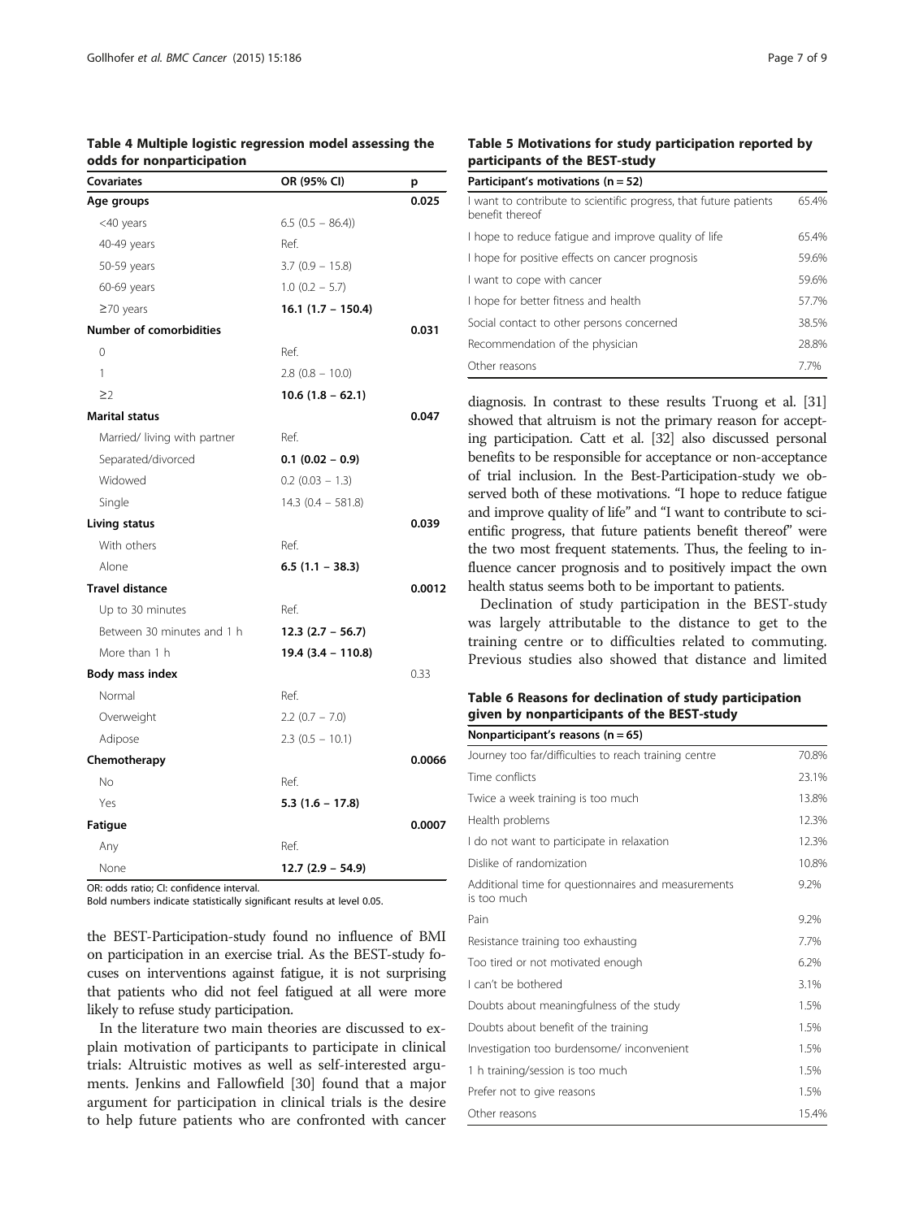**Table 4 Multiple logistic regression model assessing the odds for nonparticipation**

| Covariates | OR (95% CI) | p |
|---|---|---|
| **Age groups** | | **0.025** |
| <40 years | 6.5 (0.5 – 86.4)) | |
| 40-49 years | Ref. | |
| 50-59 years | 3.7 (0.9 – 15.8) | |
| 60-69 years | 1.0 (0.2 – 5.7) | |
| ≥70 years | **16.1 (1.7 – 150.4)** | |
| **Number of comorbidities** | | **0.031** |
| 0 | Ref. | |
| 1 | 2.8 (0.8 – 10.0) | |
| ≥2 | **10.6 (1.8 – 62.1)** | |
| **Marital status** | | **0.047** |
| Married/ living with partner | Ref. | |
| Separated/divorced | **0.1 (0.02 – 0.9)** | |
| Widowed | 0.2 (0.03 – 1.3) | |
| Single | 14.3 (0.4 – 581.8) | |
| **Living status** | | **0.039** |
| With others | Ref. | |
| Alone | **6.5 (1.1 – 38.3)** | |
| **Travel distance** | | **0.0012** |
| Up to 30 minutes | Ref. | |
| Between 30 minutes and 1 h | **12.3 (2.7 – 56.7)** | |
| More than 1 h | **19.4 (3.4 – 110.8)** | |
| **Body mass index** | | 0.33 |
| Normal | Ref. | |
| Overweight | 2.2 (0.7 – 7.0) | |
| Adipose | 2.3 (0.5 – 10.1) | |
| **Chemotherapy** | | **0.0066** |
| No | Ref. | |
| Yes | **5.3 (1.6 – 17.8)** | |
| **Fatigue** | | **0.0007** |
| Any | Ref. | |
| None | **12.7 (2.9 – 54.9)** | |

OR: odds ratio; CI: confidence interval.
Bold numbers indicate statistically significant results at level 0.05.

the BEST-Participation-study found no influence of BMI on participation in an exercise trial. As the BEST-study focuses on interventions against fatigue, it is not surprising that patients who did not feel fatigued at all were more likely to refuse study participation.

In the literature two main theories are discussed to explain motivation of participants to participate in clinical trials: Altruistic motives as well as self-interested arguments. Jenkins and Fallowfield [30] found that a major argument for participation in clinical trials is the desire to help future patients who are confronted with cancer diagnosis. In contrast to these results Truong et al. [31] showed that altruism is not the primary reason for accepting participation. Catt et al. [32] also discussed personal benefits to be responsible for acceptance or non-acceptance of trial inclusion. In the Best-Participation-study we observed both of these motivations. "I hope to reduce fatigue and improve quality of life" and "I want to contribute to scientific progress, that future patients benefit thereof" were the two most frequent statements. Thus, the feeling to influence cancer prognosis and to positively impact the own health status seems both to be important to patients.

Declination of study participation in the BEST-study was largely attributable to the distance to get to the training centre or to difficulties related to commuting. Previous studies also showed that distance and limited

**Table 5 Motivations for study participation reported by participants of the BEST-study**

| Participant's motivations (n = 52) | |
|---|---|
| I want to contribute to scientific progress, that future patients benefit thereof | 65.4% |
| I hope to reduce fatigue and improve quality of life | 65.4% |
| I hope for positive effects on cancer prognosis | 59.6% |
| I want to cope with cancer | 59.6% |
| I hope for better fitness and health | 57.7% |
| Social contact to other persons concerned | 38.5% |
| Recommendation of the physician | 28.8% |
| Other reasons | 7.7% |

**Table 6 Reasons for declination of study participation given by nonparticipants of the BEST-study**

| Nonparticipant's reasons (n = 65) | |
|---|---|
| Journey too far/difficulties to reach training centre | 70.8% |
| Time conflicts | 23.1% |
| Twice a week training is too much | 13.8% |
| Health problems | 12.3% |
| I do not want to participate in relaxation | 12.3% |
| Dislike of randomization | 10.8% |
| Additional time for questionnaires and measurements is too much | 9.2% |
| Pain | 9.2% |
| Resistance training too exhausting | 7.7% |
| Too tired or not motivated enough | 6.2% |
| I can't be bothered | 3.1% |
| Doubts about meaningfulness of the study | 1.5% |
| Doubts about benefit of the training | 1.5% |
| Investigation too burdensome/ inconvenient | 1.5% |
| 1 h training/session is too much | 1.5% |
| Prefer not to give reasons | 1.5% |
| Other reasons | 15.4% |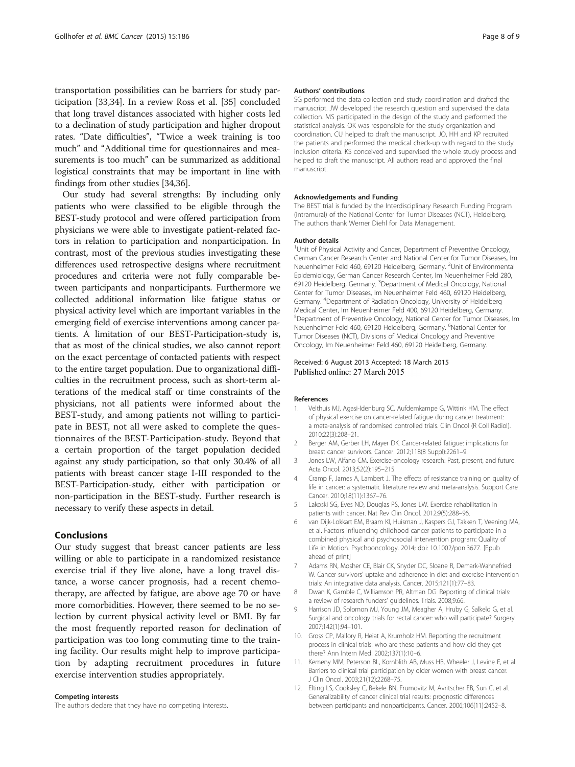transportation possibilities can be barriers for study participation [33,34]. In a review Ross et al. [35] concluded that long travel distances associated with higher costs led to a declination of study participation and higher dropout rates. "Date difficulties", "Twice a week training is too much" and "Additional time for questionnaires and measurements is too much" can be summarized as additional logistical constraints that may be important in line with findings from other studies [34,36].

Our study had several strengths: By including only patients who were classified to be eligible through the BEST-study protocol and were offered participation from physicians we were able to investigate patient-related factors in relation to participation and nonparticipation. In contrast, most of the previous studies investigating these differences used retrospective designs where recruitment procedures and criteria were not fully comparable between participants and nonparticipants. Furthermore we collected additional information like fatigue status or physical activity level which are important variables in the emerging field of exercise interventions among cancer patients. A limitation of our BEST-Participation-study is, that as most of the clinical studies, we also cannot report on the exact percentage of contacted patients with respect to the entire target population. Due to organizational difficulties in the recruitment process, such as short-term alterations of the medical staff or time constraints of the physicians, not all patients were informed about the BEST-study, and among patients not willing to participate in BEST, not all were asked to complete the questionnaires of the BEST-Participation-study. Beyond that a certain proportion of the target population decided against any study participation, so that only 30.4% of all patients with breast cancer stage I-III responded to the BEST-Participation-study, either with participation or non-participation in the BEST-study. Further research is necessary to verify these aspects in detail.

## Conclusions

Our study suggest that breast cancer patients are less willing or able to participate in a randomized resistance exercise trial if they live alone, have a long travel distance, a worse cancer prognosis, had a recent chemotherapy, are affected by fatigue, are above age 70 or have more comorbidities. However, there seemed to be no selection by current physical activity level or BMI. By far the most frequently reported reason for declination of participation was too long commuting time to the training facility. Our results might help to improve participation by adapting recruitment procedures in future exercise intervention studies appropriately.

#### Competing interests

The authors declare that they have no competing interests.

#### Authors' contributions

SG performed the data collection and study coordination and drafted the manuscript. JW developed the research question and supervised the data collection. MS participated in the design of the study and performed the statistical analysis. OK was responsible for the study organization and coordination. CU helped to draft the manuscript. JO, HH and KP recruited the patients and performed the medical check-up with regard to the study inclusion criteria. KS conceived and supervised the whole study process and helped to draft the manuscript. All authors read and approved the final manuscript.

#### Acknowledgements and Funding

The BEST trial is funded by the Interdisciplinary Research Funding Program (intramural) of the National Center for Tumor Diseases (NCT), Heidelberg. The authors thank Werner Diehl for Data Management.

#### Author details

[1]Unit of Physical Activity and Cancer, Department of Preventive Oncology, German Cancer Research Center and National Center for Tumor Diseases, Im Neuenheimer Feld 460, 69120 Heidelberg, Germany. [2]Unit of Environmental Epidemiology, German Cancer Research Center, Im Neuenheimer Feld 280, 69120 Heidelberg, Germany. [3]Department of Medical Oncology, National Center for Tumor Diseases, Im Neuenheimer Feld 460, 69120 Heidelberg, Germany. [4]Department of Radiation Oncology, University of Heidelberg Medical Center, Im Neuenheimer Feld 400, 69120 Heidelberg, Germany. [5]Department of Preventive Oncology, National Center for Tumor Diseases, Im Neuenheimer Feld 460, 69120 Heidelberg, Germany. [6]National Center for Tumor Diseases (NCT), Divisions of Medical Oncology and Preventive Oncology, Im Neuenheimer Feld 460, 69120 Heidelberg, Germany.

Received: 6 August 2013 Accepted: 18 March 2015
Published online: 27 March 2015

#### References

1. Velthuis MJ, Agasi-Idenburg SC, Aufdemkampe G, Wittink HM. The effect of physical exercise on cancer-related fatigue during cancer treatment: a meta-analysis of randomised controlled trials. Clin Oncol (R Coll Radiol). 2010;22(3):208–21.
2. Berger AM, Gerber LH, Mayer DK. Cancer-related fatigue: implications for breast cancer survivors. Cancer. 2012;118(8 Suppl):2261–9.
3. Jones LW, Alfano CM. Exercise-oncology research: Past, present, and future. Acta Oncol. 2013;52(2):195–215.
4. Cramp F, James A, Lambert J. The effects of resistance training on quality of life in cancer: a systematic literature review and meta-analysis. Support Care Cancer. 2010;18(11):1367–76.
5. Lakoski SG, Eves ND, Douglas PS, Jones LW. Exercise rehabilitation in patients with cancer. Nat Rev Clin Oncol. 2012;9(5):288–96.
6. van Dijk-Lokkart EM, Braam KI, Huisman J, Kaspers GJ, Takken T, Veening MA, et al. Factors influencing childhood cancer patients to participate in a combined physical and psychosocial intervention program: Quality of Life in Motion. Psychooncology. 2014; doi: 10.1002/pon.3677. [Epub ahead of print]
7. Adams RN, Mosher CE, Blair CK, Snyder DC, Sloane R, Demark-Wahnefried W. Cancer survivors' uptake and adherence in diet and exercise intervention trials: An integrative data analysis. Cancer. 2015;121(1):77–83.
8. Dwan K, Gamble C, Williamson PR, Altman DG. Reporting of clinical trials: a review of research funders' guidelines. Trials. 2008;9:66.
9. Harrison JD, Solomon MJ, Young JM, Meagher A, Hruby G, Salkeld G, et al. Surgical and oncology trials for rectal cancer: who will participate? Surgery. 2007;142(1):94–101.
10. Gross CP, Mallory R, Heiat A, Krumholz HM. Reporting the recruitment process in clinical trials: who are these patients and how did they get there? Ann Intern Med. 2002;137(1):10–6.
11. Kemeny MM, Peterson BL, Kornblith AB, Muss HB, Wheeler J, Levine E, et al. Barriers to clinical trial participation by older women with breast cancer. J Clin Oncol. 2003;21(12):2268–75.
12. Elting LS, Cooksley C, Bekele BN, Frumovitz M, Avritscher EB, Sun C, et al. Generalizability of cancer clinical trial results: prognostic differences between participants and nonparticipants. Cancer. 2006;106(11):2452–8.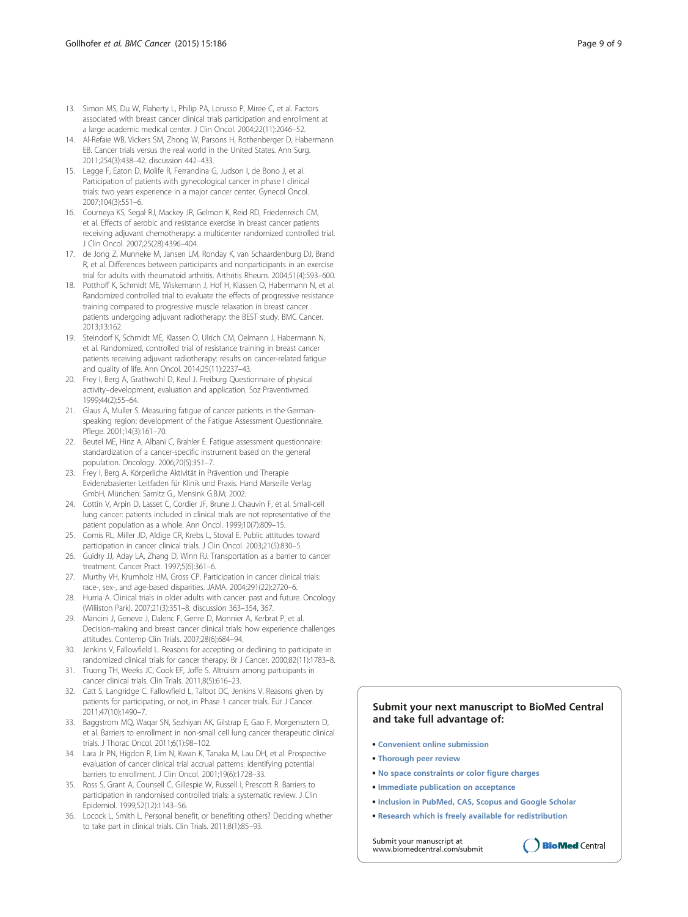13. Simon MS, Du W, Flaherty L, Philip PA, Lorusso P, Miree C, et al. Factors associated with breast cancer clinical trials participation and enrollment at a large academic medical center. J Clin Oncol. 2004;22(11):2046–52.
14. Al-Refaie WB, Vickers SM, Zhong W, Parsons H, Rothenberger D, Habermann EB. Cancer trials versus the real world in the United States. Ann Surg. 2011;254(3):438–42. discussion 442–433.
15. Legge F, Eaton D, Molife R, Ferrandina G, Judson I, de Bono J, et al. Participation of patients with gynecological cancer in phase I clinical trials: two years experience in a major cancer center. Gynecol Oncol. 2007;104(3):551–6.
16. Courneya KS, Segal RJ, Mackey JR, Gelmon K, Reid RD, Friedenreich CM, et al. Effects of aerobic and resistance exercise in breast cancer patients receiving adjuvant chemotherapy: a multicenter randomized controlled trial. J Clin Oncol. 2007;25(28):4396–404.
17. de Jong Z, Munneke M, Jansen LM, Ronday K, van Schaardenburg DJ, Brand R, et al. Differences between participants and nonparticipants in an exercise trial for adults with rheumatoid arthritis. Arthritis Rheum. 2004;51(4):593–600.
18. Potthoff K, Schmidt ME, Wiskemann J, Hof H, Klassen O, Habermann N, et al. Randomized controlled trial to evaluate the effects of progressive resistance training compared to progressive muscle relaxation in breast cancer patients undergoing adjuvant radiotherapy: the BEST study. BMC Cancer. 2013;13:162.
19. Steindorf K, Schmidt ME, Klassen O, Ulrich CM, Oelmann J, Habermann N, et al. Randomized, controlled trial of resistance training in breast cancer patients receiving adjuvant radiotherapy: results on cancer-related fatigue and quality of life. Ann Oncol. 2014;25(11):2237–43.
20. Frey I, Berg A, Grathwohl D, Keul J. Freiburg Questionnaire of physical activity–development, evaluation and application. Soz Praventivmed. 1999;44(2):55–64.
21. Glaus A, Muller S. Measuring fatigue of cancer patients in the German-speaking region: development of the Fatigue Assessment Questionnaire. Pflege. 2001;14(3):161–70.
22. Beutel ME, Hinz A, Albani C, Brahler E. Fatigue assessment questionnaire: standardization of a cancer-specific instrument based on the general population. Oncology. 2006;70(5):351–7.
23. Frey I, Berg A. Körperliche Aktivität in Prävention und Therapie Evidenzbasierter Leitfaden für Klinik und Praxis. Hand Marseille Verlag GmbH, München: Samitz G., Mensink G.B.M; 2002.
24. Cottin V, Arpin D, Lasset C, Cordier JF, Brune J, Chauvin F, et al. Small-cell lung cancer: patients included in clinical trials are not representative of the patient population as a whole. Ann Oncol. 1999;10(7):809–15.
25. Comis RL, Miller JD, Aldige CR, Krebs L, Stoval E. Public attitudes toward participation in cancer clinical trials. J Clin Oncol. 2003;21(5):830–5.
26. Guidry JJ, Aday LA, Zhang D, Winn RJ. Transportation as a barrier to cancer treatment. Cancer Pract. 1997;5(6):361–6.
27. Murthy VH, Krumholz HM, Gross CP. Participation in cancer clinical trials: race-, sex-, and age-based disparities. JAMA. 2004;291(22):2720–6.
28. Hurria A. Clinical trials in older adults with cancer: past and future. Oncology (Williston Park). 2007;21(3):351–8. discussion 363–354, 367.
29. Mancini J, Geneve J, Dalenc F, Genre D, Monnier A, Kerbrat P, et al. Decision-making and breast cancer clinical trials: how experience challenges attitudes. Contemp Clin Trials. 2007;28(6):684–94.
30. Jenkins V, Fallowfield L. Reasons for accepting or declining to participate in randomized clinical trials for cancer therapy. Br J Cancer. 2000;82(11):1783–8.
31. Truong TH, Weeks JC, Cook EF, Joffe S. Altruism among participants in cancer clinical trials. Clin Trials. 2011;8(5):616–23.
32. Catt S, Langridge C, Fallowfield L, Talbot DC, Jenkins V. Reasons given by patients for participating, or not, in Phase 1 cancer trials. Eur J Cancer. 2011;47(10):1490–7.
33. Baggstrom MQ, Waqar SN, Sezhiyan AK, Gilstrap E, Gao F, Morgensztern D, et al. Barriers to enrollment in non-small cell lung cancer therapeutic clinical trials. J Thorac Oncol. 2011;6(1):98–102.
34. Lara Jr PN, Higdon R, Lim N, Kwan K, Tanaka M, Lau DH, et al. Prospective evaluation of cancer clinical trial accrual patterns: identifying potential barriers to enrollment. J Clin Oncol. 2001;19(6):1728–33.
35. Ross S, Grant A, Counsell C, Gillespie W, Russell I, Prescott R. Barriers to participation in randomised controlled trials: a systematic review. J Clin Epidemiol. 1999;52(12):1143–56.
36. Locock L, Smith L. Personal benefit, or benefiting others? Deciding whether to take part in clinical trials. Clin Trials. 2011;8(1):85–93.

**Submit your next manuscript to BioMed Central and take full advantage of:**

- **Convenient online submission**
- **Thorough peer review**
- **No space constraints or color figure charges**
- **Immediate publication on acceptance**
- **Inclusion in PubMed, CAS, Scopus and Google Scholar**
- **Research which is freely available for redistribution**

Submit your manuscript at www.biomedcentral.com/submit

BioMed Central